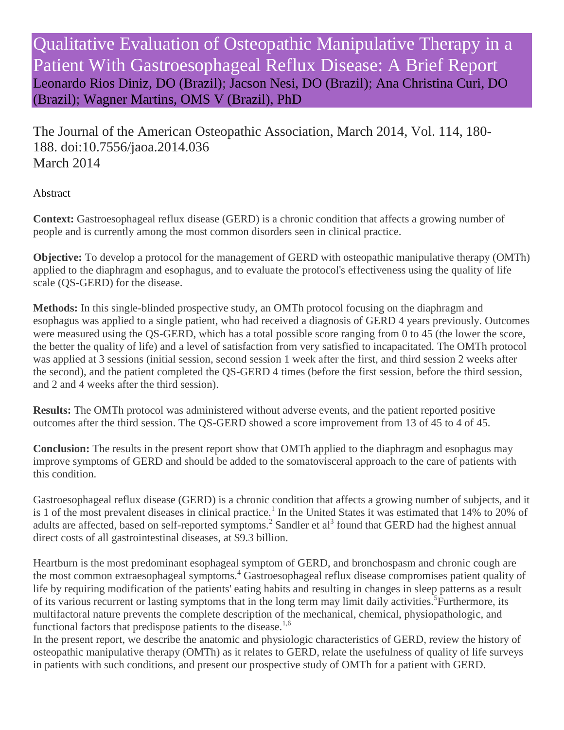# Qualitative Evaluation of Osteopathic Manipulative Therapy in a Patient With Gastroesophageal Reflux Disease: A Brief Report

Leonardo Rios Diniz, DO (Brazil); Jacson Nesi, DO (Brazil); Ana Christina Curi, DO (Brazil); Wagner Martins, OMS V (Brazil), PhD

The Journal of the American Osteopathic Association, March 2014, Vol. 114, 180-188. doi:10.7556/jaoa.2014.036
March 2014

## Abstract

**Context:** Gastroesophageal reflux disease (GERD) is a chronic condition that affects a growing number of people and is currently among the most common disorders seen in clinical practice.

**Objective:** To develop a protocol for the management of GERD with osteopathic manipulative therapy (OMTh) applied to the diaphragm and esophagus, and to evaluate the protocol's effectiveness using the quality of life scale (QS-GERD) for the disease.

**Methods:** In this single-blinded prospective study, an OMTh protocol focusing on the diaphragm and esophagus was applied to a single patient, who had received a diagnosis of GERD 4 years previously. Outcomes were measured using the QS-GERD, which has a total possible score ranging from 0 to 45 (the lower the score, the better the quality of life) and a level of satisfaction from very satisfied to incapacitated. The OMTh protocol was applied at 3 sessions (initial session, second session 1 week after the first, and third session 2 weeks after the second), and the patient completed the QS-GERD 4 times (before the first session, before the third session, and 2 and 4 weeks after the third session).

**Results:** The OMTh protocol was administered without adverse events, and the patient reported positive outcomes after the third session. The QS-GERD showed a score improvement from 13 of 45 to 4 of 45.

**Conclusion:** The results in the present report show that OMTh applied to the diaphragm and esophagus may improve symptoms of GERD and should be added to the somatovisceral approach to the care of patients with this condition.

Gastroesophageal reflux disease (GERD) is a chronic condition that affects a growing number of subjects, and it is 1 of the most prevalent diseases in clinical practice.[1] In the United States it was estimated that 14% to 20% of adults are affected, based on self-reported symptoms.[2] Sandler et al[3] found that GERD had the highest annual direct costs of all gastrointestinal diseases, at $9.3 billion.

Heartburn is the most predominant esophageal symptom of GERD, and bronchospasm and chronic cough are the most common extraesophageal symptoms.[4] Gastroesophageal reflux disease compromises patient quality of life by requiring modification of the patients' eating habits and resulting in changes in sleep patterns as a result of its various recurrent or lasting symptoms that in the long term may limit daily activities.[5] Furthermore, its multifactoral nature prevents the complete description of the mechanical, chemical, physiopathologic, and functional factors that predispose patients to the disease.[1,6]

In the present report, we describe the anatomic and physiologic characteristics of GERD, review the history of osteopathic manipulative therapy (OMTh) as it relates to GERD, relate the usefulness of quality of life surveys in patients with such conditions, and present our prospective study of OMTh for a patient with GERD.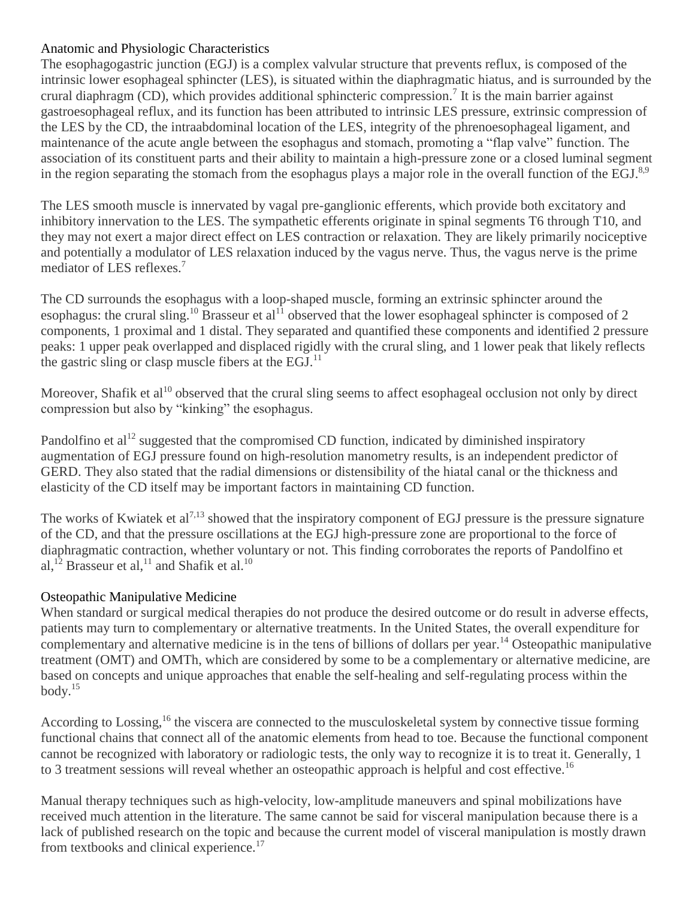## Anatomic and Physiologic Characteristics

The esophagogastric junction (EGJ) is a complex valvular structure that prevents reflux, is composed of the intrinsic lower esophageal sphincter (LES), is situated within the diaphragmatic hiatus, and is surrounded by the crural diaphragm (CD), which provides additional sphincteric compression.[7] It is the main barrier against gastroesophageal reflux, and its function has been attributed to intrinsic LES pressure, extrinsic compression of the LES by the CD, the intraabdominal location of the LES, integrity of the phrenoesophageal ligament, and maintenance of the acute angle between the esophagus and stomach, promoting a "flap valve" function. The association of its constituent parts and their ability to maintain a high-pressure zone or a closed luminal segment in the region separating the stomach from the esophagus plays a major role in the overall function of the EGJ.[8,9]

The LES smooth muscle is innervated by vagal pre-ganglionic efferents, which provide both excitatory and inhibitory innervation to the LES. The sympathetic efferents originate in spinal segments T6 through T10, and they may not exert a major direct effect on LES contraction or relaxation. They are likely primarily nociceptive and potentially a modulator of LES relaxation induced by the vagus nerve. Thus, the vagus nerve is the prime mediator of LES reflexes.[7]

The CD surrounds the esophagus with a loop-shaped muscle, forming an extrinsic sphincter around the esophagus: the crural sling.[10] Brasseur et al[11] observed that the lower esophageal sphincter is composed of 2 components, 1 proximal and 1 distal. They separated and quantified these components and identified 2 pressure peaks: 1 upper peak overlapped and displaced rigidly with the crural sling, and 1 lower peak that likely reflects the gastric sling or clasp muscle fibers at the EGJ.[11]

Moreover, Shafik et al[10] observed that the crural sling seems to affect esophageal occlusion not only by direct compression but also by "kinking" the esophagus.

Pandolfino et al[12] suggested that the compromised CD function, indicated by diminished inspiratory augmentation of EGJ pressure found on high-resolution manometry results, is an independent predictor of GERD. They also stated that the radial dimensions or distensibility of the hiatal canal or the thickness and elasticity of the CD itself may be important factors in maintaining CD function.

The works of Kwiatek et al[7,13] showed that the inspiratory component of EGJ pressure is the pressure signature of the CD, and that the pressure oscillations at the EGJ high-pressure zone are proportional to the force of diaphragmatic contraction, whether voluntary or not. This finding corroborates the reports of Pandolfino et al,[12] Brasseur et al,[11] and Shafik et al.[10]

## Osteopathic Manipulative Medicine

When standard or surgical medical therapies do not produce the desired outcome or do result in adverse effects, patients may turn to complementary or alternative treatments. In the United States, the overall expenditure for complementary and alternative medicine is in the tens of billions of dollars per year.[14] Osteopathic manipulative treatment (OMT) and OMTh, which are considered by some to be a complementary or alternative medicine, are based on concepts and unique approaches that enable the self-healing and self-regulating process within the body.[15]

According to Lossing,[16] the viscera are connected to the musculoskeletal system by connective tissue forming functional chains that connect all of the anatomic elements from head to toe. Because the functional component cannot be recognized with laboratory or radiologic tests, the only way to recognize it is to treat it. Generally, 1 to 3 treatment sessions will reveal whether an osteopathic approach is helpful and cost effective.[16]

Manual therapy techniques such as high-velocity, low-amplitude maneuvers and spinal mobilizations have received much attention in the literature. The same cannot be said for visceral manipulation because there is a lack of published research on the topic and because the current model of visceral manipulation is mostly drawn from textbooks and clinical experience.[17]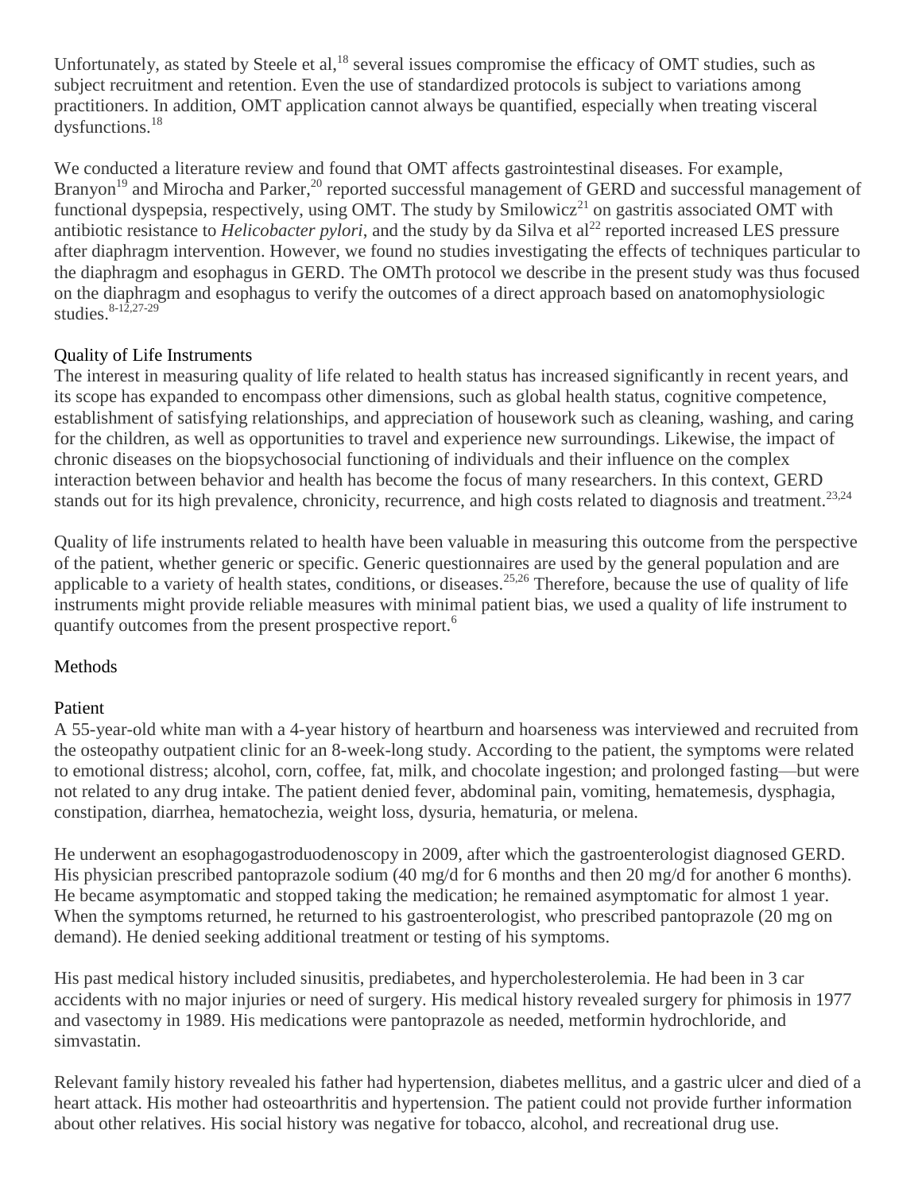Unfortunately, as stated by Steele et al,[18] several issues compromise the efficacy of OMT studies, such as subject recruitment and retention. Even the use of standardized protocols is subject to variations among practitioners. In addition, OMT application cannot always be quantified, especially when treating visceral dysfunctions.[18]

We conducted a literature review and found that OMT affects gastrointestinal diseases. For example, Branyon[19] and Mirocha and Parker,[20] reported successful management of GERD and successful management of functional dyspepsia, respectively, using OMT. The study by Smilowicz[21] on gastritis associated OMT with antibiotic resistance to *Helicobacter pylori*, and the study by da Silva et al[22] reported increased LES pressure after diaphragm intervention. However, we found no studies investigating the effects of techniques particular to the diaphragm and esophagus in GERD. The OMTh protocol we describe in the present study was thus focused on the diaphragm and esophagus to verify the outcomes of a direct approach based on anatomophysiologic studies.[8-12,27-29]

## Quality of Life Instruments

The interest in measuring quality of life related to health status has increased significantly in recent years, and its scope has expanded to encompass other dimensions, such as global health status, cognitive competence, establishment of satisfying relationships, and appreciation of housework such as cleaning, washing, and caring for the children, as well as opportunities to travel and experience new surroundings. Likewise, the impact of chronic diseases on the biopsychosocial functioning of individuals and their influence on the complex interaction between behavior and health has become the focus of many researchers. In this context, GERD stands out for its high prevalence, chronicity, recurrence, and high costs related to diagnosis and treatment.[23,24]

Quality of life instruments related to health have been valuable in measuring this outcome from the perspective of the patient, whether generic or specific. Generic questionnaires are used by the general population and are applicable to a variety of health states, conditions, or diseases.[25,26] Therefore, because the use of quality of life instruments might provide reliable measures with minimal patient bias, we used a quality of life instrument to quantify outcomes from the present prospective report.[6]

# Methods

## Patient

A 55-year-old white man with a 4-year history of heartburn and hoarseness was interviewed and recruited from the osteopathy outpatient clinic for an 8-week-long study. According to the patient, the symptoms were related to emotional distress; alcohol, corn, coffee, fat, milk, and chocolate ingestion; and prolonged fasting—but were not related to any drug intake. The patient denied fever, abdominal pain, vomiting, hematemesis, dysphagia, constipation, diarrhea, hematochezia, weight loss, dysuria, hematuria, or melena.

He underwent an esophagogastroduodenoscopy in 2009, after which the gastroenterologist diagnosed GERD. His physician prescribed pantoprazole sodium (40 mg/d for 6 months and then 20 mg/d for another 6 months). He became asymptomatic and stopped taking the medication; he remained asymptomatic for almost 1 year. When the symptoms returned, he returned to his gastroenterologist, who prescribed pantoprazole (20 mg on demand). He denied seeking additional treatment or testing of his symptoms.

His past medical history included sinusitis, prediabetes, and hypercholesterolemia. He had been in 3 car accidents with no major injuries or need of surgery. His medical history revealed surgery for phimosis in 1977 and vasectomy in 1989. His medications were pantoprazole as needed, metformin hydrochloride, and simvastatin.

Relevant family history revealed his father had hypertension, diabetes mellitus, and a gastric ulcer and died of a heart attack. His mother had osteoarthritis and hypertension. The patient could not provide further information about other relatives. His social history was negative for tobacco, alcohol, and recreational drug use.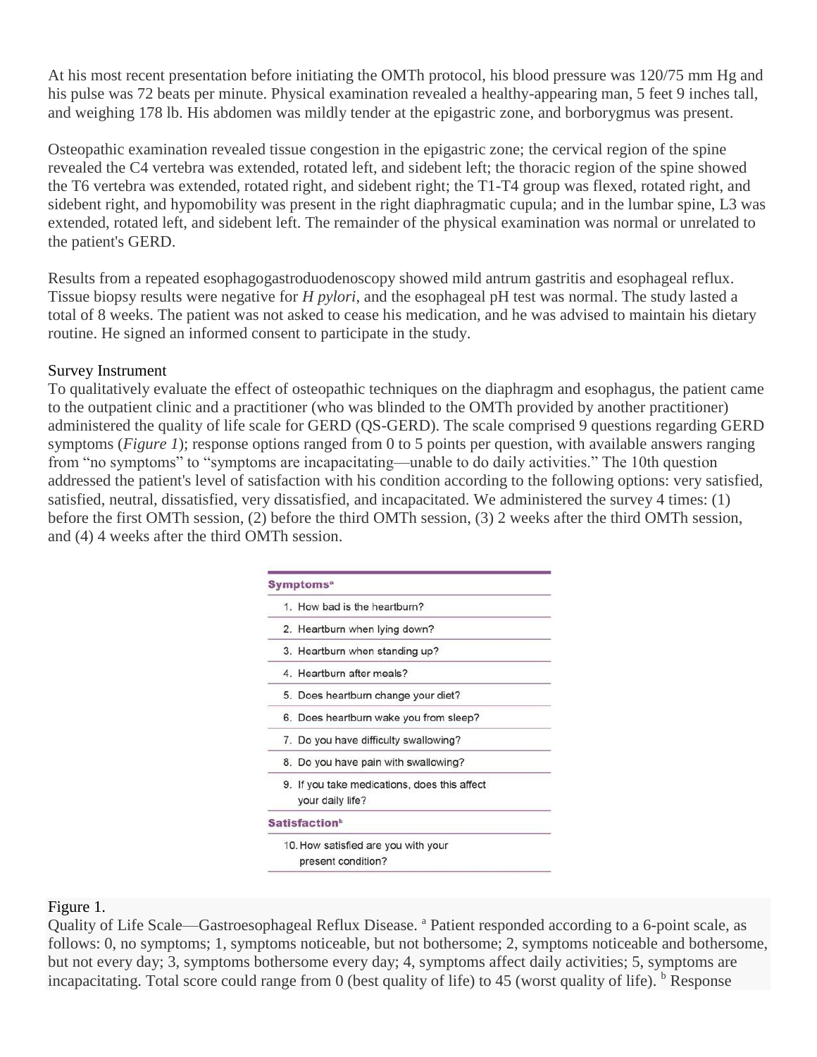At his most recent presentation before initiating the OMTh protocol, his blood pressure was 120/75 mm Hg and his pulse was 72 beats per minute. Physical examination revealed a healthy-appearing man, 5 feet 9 inches tall, and weighing 178 lb. His abdomen was mildly tender at the epigastric zone, and borborygmus was present.

Osteopathic examination revealed tissue congestion in the epigastric zone; the cervical region of the spine revealed the C4 vertebra was extended, rotated left, and sidebent left; the thoracic region of the spine showed the T6 vertebra was extended, rotated right, and sidebent right; the T1-T4 group was flexed, rotated right, and sidebent right, and hypomobility was present in the right diaphragmatic cupula; and in the lumbar spine, L3 was extended, rotated left, and sidebent left. The remainder of the physical examination was normal or unrelated to the patient's GERD.

Results from a repeated esophagogastroduodenoscopy showed mild antrum gastritis and esophageal reflux. Tissue biopsy results were negative for *H pylori*, and the esophageal pH test was normal. The study lasted a total of 8 weeks. The patient was not asked to cease his medication, and he was advised to maintain his dietary routine. He signed an informed consent to participate in the study.

## Survey Instrument

To qualitatively evaluate the effect of osteopathic techniques on the diaphragm and esophagus, the patient came to the outpatient clinic and a practitioner (who was blinded to the OMTh provided by another practitioner) administered the quality of life scale for GERD (QS-GERD). The scale comprised 9 questions regarding GERD symptoms (*Figure 1*); response options ranged from 0 to 5 points per question, with available answers ranging from "no symptoms" to "symptoms are incapacitating—unable to do daily activities." The 10th question addressed the patient's level of satisfaction with his condition according to the following options: very satisfied, satisfied, neutral, dissatisfied, very dissatisfied, and incapacitated. We administered the survey 4 times: (1) before the first OMTh session, (2) before the third OMTh session, (3) 2 weeks after the third OMTh session, and (4) 4 weeks after the third OMTh session.

| **Symptoms**[a] |
| --- |
| 1. How bad is the heartburn? |
| 2. Heartburn when lying down? |
| 3. Heartburn when standing up? |
| 4. Heartburn after meals? |
| 5. Does heartburn change your diet? |
| 6. Does heartburn wake you from sleep? |
| 7. Do you have difficulty swallowing? |
| 8. Do you have pain with swallowing? |
| 9. If you take medications, does this affect your daily life? |
| **Satisfaction**[b] |
| 10. How satisfied are you with your present condition? |

Figure 1.
Quality of Life Scale—Gastroesophageal Reflux Disease. [a] Patient responded according to a 6-point scale, as follows: 0, no symptoms; 1, symptoms noticeable, but not bothersome; 2, symptoms noticeable and bothersome, but not every day; 3, symptoms bothersome every day; 4, symptoms affect daily activities; 5, symptoms are incapacitating. Total score could range from 0 (best quality of life) to 45 (worst quality of life). [b] Response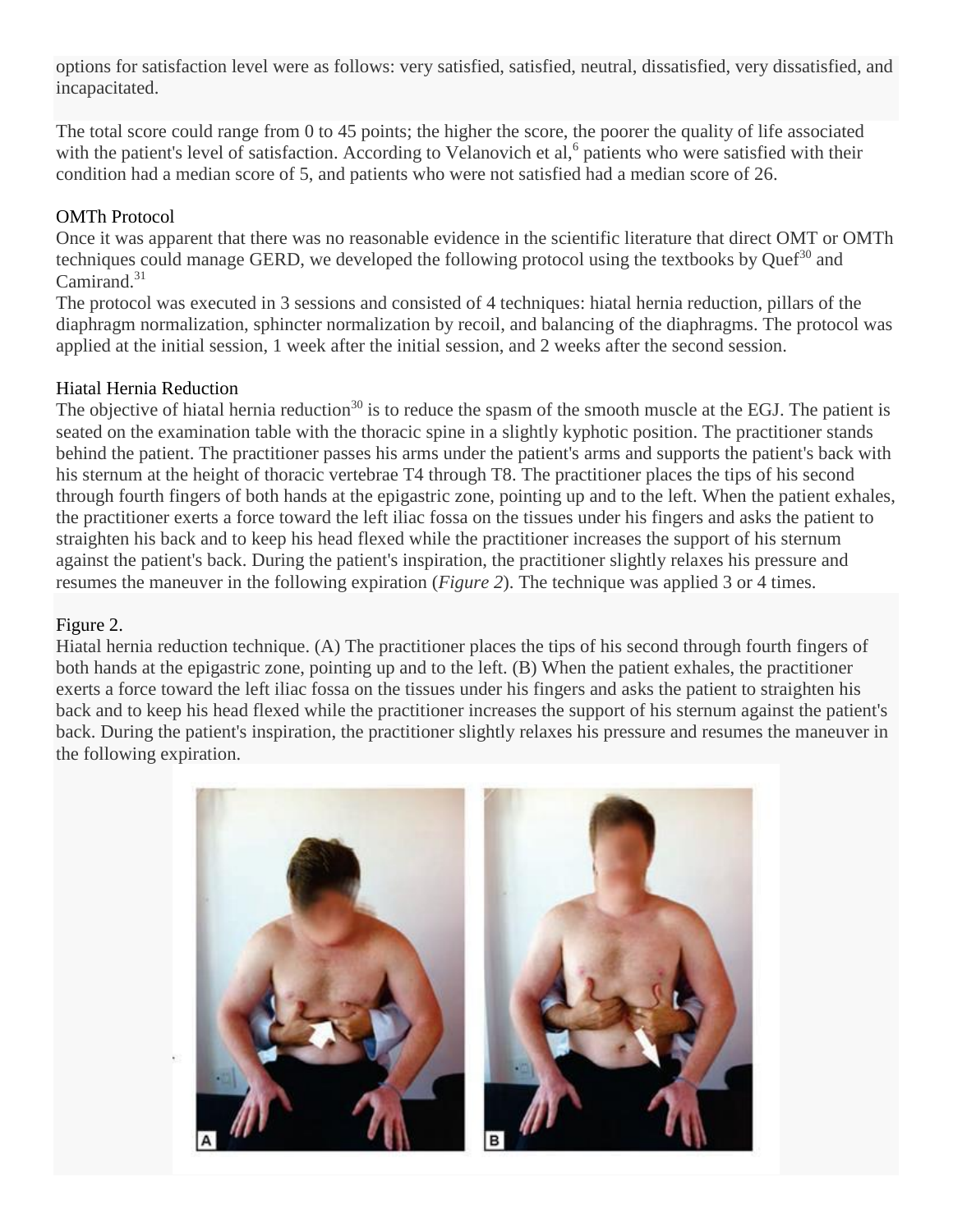options for satisfaction level were as follows: very satisfied, satisfied, neutral, dissatisfied, very dissatisfied, and incapacitated.

The total score could range from 0 to 45 points; the higher the score, the poorer the quality of life associated with the patient's level of satisfaction. According to Velanovich et al,[6] patients who were satisfied with their condition had a median score of 5, and patients who were not satisfied had a median score of 26.

## OMTh Protocol

Once it was apparent that there was no reasonable evidence in the scientific literature that direct OMT or OMTh techniques could manage GERD, we developed the following protocol using the textbooks by Quef[30] and Camirand.[31]

The protocol was executed in 3 sessions and consisted of 4 techniques: hiatal hernia reduction, pillars of the diaphragm normalization, sphincter normalization by recoil, and balancing of the diaphragms. The protocol was applied at the initial session, 1 week after the initial session, and 2 weeks after the second session.

### Hiatal Hernia Reduction

The objective of hiatal hernia reduction[30] is to reduce the spasm of the smooth muscle at the EGJ. The patient is seated on the examination table with the thoracic spine in a slightly kyphotic position. The practitioner stands behind the patient. The practitioner passes his arms under the patient's arms and supports the patient's back with his sternum at the height of thoracic vertebrae T4 through T8. The practitioner places the tips of his second through fourth fingers of both hands at the epigastric zone, pointing up and to the left. When the patient exhales, the practitioner exerts a force toward the left iliac fossa on the tissues under his fingers and asks the patient to straighten his back and to keep his head flexed while the practitioner increases the support of his sternum against the patient's back. During the patient's inspiration, the practitioner slightly relaxes his pressure and resumes the maneuver in the following expiration (*Figure 2*). The technique was applied 3 or 4 times.

Figure 2.

Hiatal hernia reduction technique. (A) The practitioner places the tips of his second through fourth fingers of both hands at the epigastric zone, pointing up and to the left. (B) When the patient exhales, the practitioner exerts a force toward the left iliac fossa on the tissues under his fingers and asks the patient to straighten his back and to keep his head flexed while the practitioner increases the support of his sternum against the patient's back. During the patient's inspiration, the practitioner slightly relaxes his pressure and resumes the maneuver in the following expiration.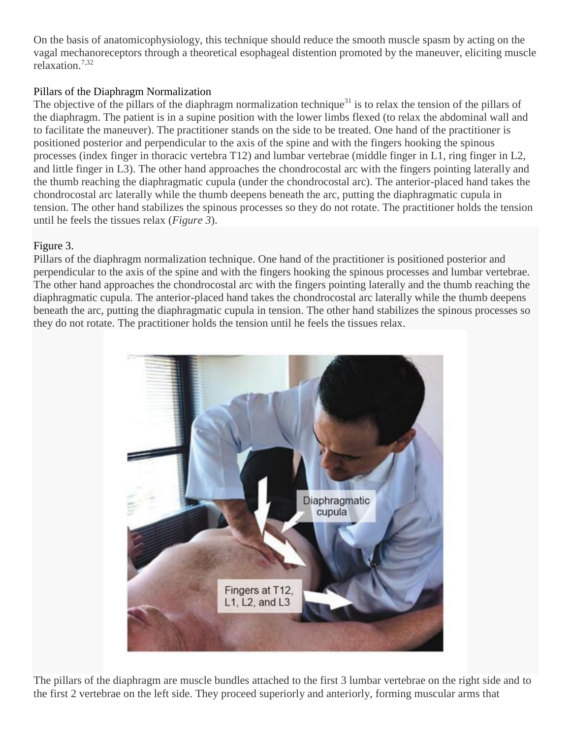On the basis of anatomicophysiology, this technique should reduce the smooth muscle spasm by acting on the vagal mechanoreceptors through a theoretical esophageal distention promoted by the maneuver, eliciting muscle relaxation.[7,32]

## Pillars of the Diaphragm Normalization

The objective of the pillars of the diaphragm normalization technique[31] is to relax the tension of the pillars of the diaphragm. The patient is in a supine position with the lower limbs flexed (to relax the abdominal wall and to facilitate the maneuver). The practitioner stands on the side to be treated. One hand of the practitioner is positioned posterior and perpendicular to the axis of the spine and with the fingers hooking the spinous processes (index finger in thoracic vertebra T12) and lumbar vertebrae (middle finger in L1, ring finger in L2, and little finger in L3). The other hand approaches the chondrocostal arc with the fingers pointing laterally and the thumb reaching the diaphragmatic cupula (under the chondrocostal arc). The anterior-placed hand takes the chondrocostal arc laterally while the thumb deepens beneath the arc, putting the diaphragmatic cupula in tension. The other hand stabilizes the spinous processes so they do not rotate. The practitioner holds the tension until he feels the tissues relax (*Figure 3*).

Figure 3.
Pillars of the diaphragm normalization technique. One hand of the practitioner is positioned posterior and perpendicular to the axis of the spine and with the fingers hooking the spinous processes and lumbar vertebrae. The other hand approaches the chondrocostal arc with the fingers pointing laterally and the thumb reaching the diaphragmatic cupula. The anterior-placed hand takes the chondrocostal arc laterally while the thumb deepens beneath the arc, putting the diaphragmatic cupula in tension. The other hand stabilizes the spinous processes so they do not rotate. The practitioner holds the tension until he feels the tissues relax.

The pillars of the diaphragm are muscle bundles attached to the first 3 lumbar vertebrae on the right side and to the first 2 vertebrae on the left side. They proceed superiorly and anteriorly, forming muscular arms that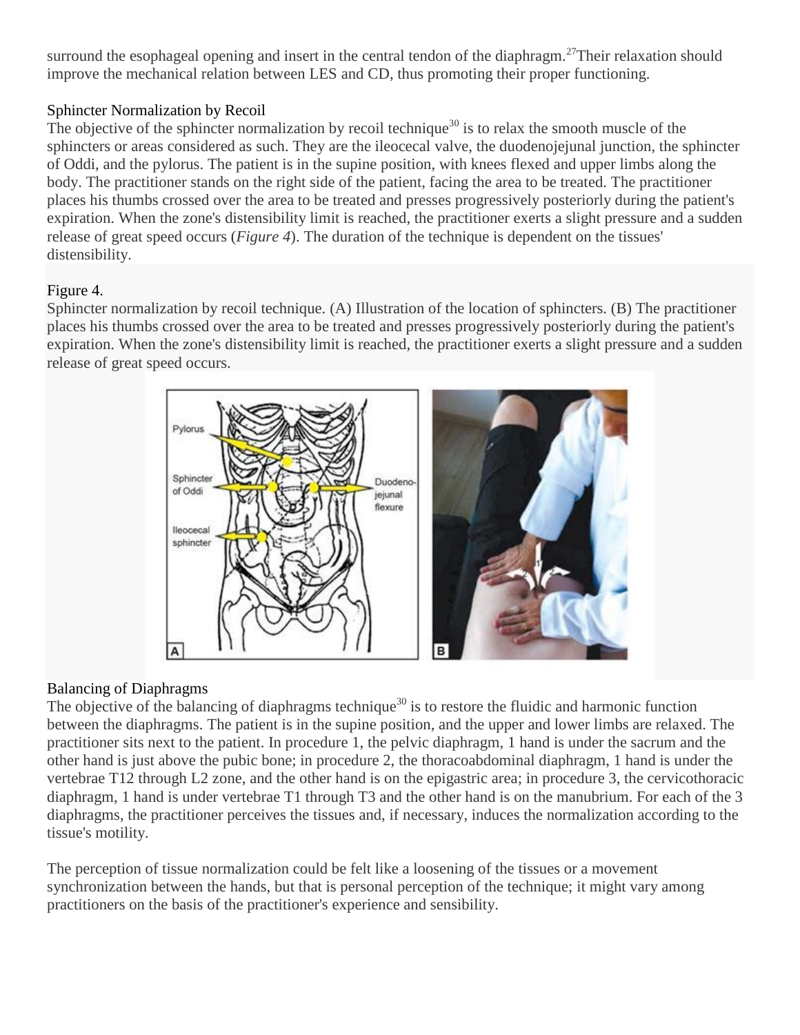surround the esophageal opening and insert in the central tendon of the diaphragm.[27] Their relaxation should improve the mechanical relation between LES and CD, thus promoting their proper functioning.

### Sphincter Normalization by Recoil

The objective of the sphincter normalization by recoil technique[30] is to relax the smooth muscle of the sphincters or areas considered as such. They are the ileocecal valve, the duodenojejunal junction, the sphincter of Oddi, and the pylorus. The patient is in the supine position, with knees flexed and upper limbs along the body. The practitioner stands on the right side of the patient, facing the area to be treated. The practitioner places his thumbs crossed over the area to be treated and presses progressively posteriorly during the patient's expiration. When the zone's distensibility limit is reached, the practitioner exerts a slight pressure and a sudden release of great speed occurs (*Figure 4*). The duration of the technique is dependent on the tissues' distensibility.

Figure 4.
Sphincter normalization by recoil technique. (A) Illustration of the location of sphincters. (B) The practitioner places his thumbs crossed over the area to be treated and presses progressively posteriorly during the patient's expiration. When the zone's distensibility limit is reached, the practitioner exerts a slight pressure and a sudden release of great speed occurs.

### Balancing of Diaphragms

The objective of the balancing of diaphragms technique[30] is to restore the fluidic and harmonic function between the diaphragms. The patient is in the supine position, and the upper and lower limbs are relaxed. The practitioner sits next to the patient. In procedure 1, the pelvic diaphragm, 1 hand is under the sacrum and the other hand is just above the pubic bone; in procedure 2, the thoracoabdominal diaphragm, 1 hand is under the vertebrae T12 through L2 zone, and the other hand is on the epigastric area; in procedure 3, the cervicothoracic diaphragm, 1 hand is under vertebrae T1 through T3 and the other hand is on the manubrium. For each of the 3 diaphragms, the practitioner perceives the tissues and, if necessary, induces the normalization according to the tissue's motility.

The perception of tissue normalization could be felt like a loosening of the tissues or a movement synchronization between the hands, but that is personal perception of the technique; it might vary among practitioners on the basis of the practitioner's experience and sensibility.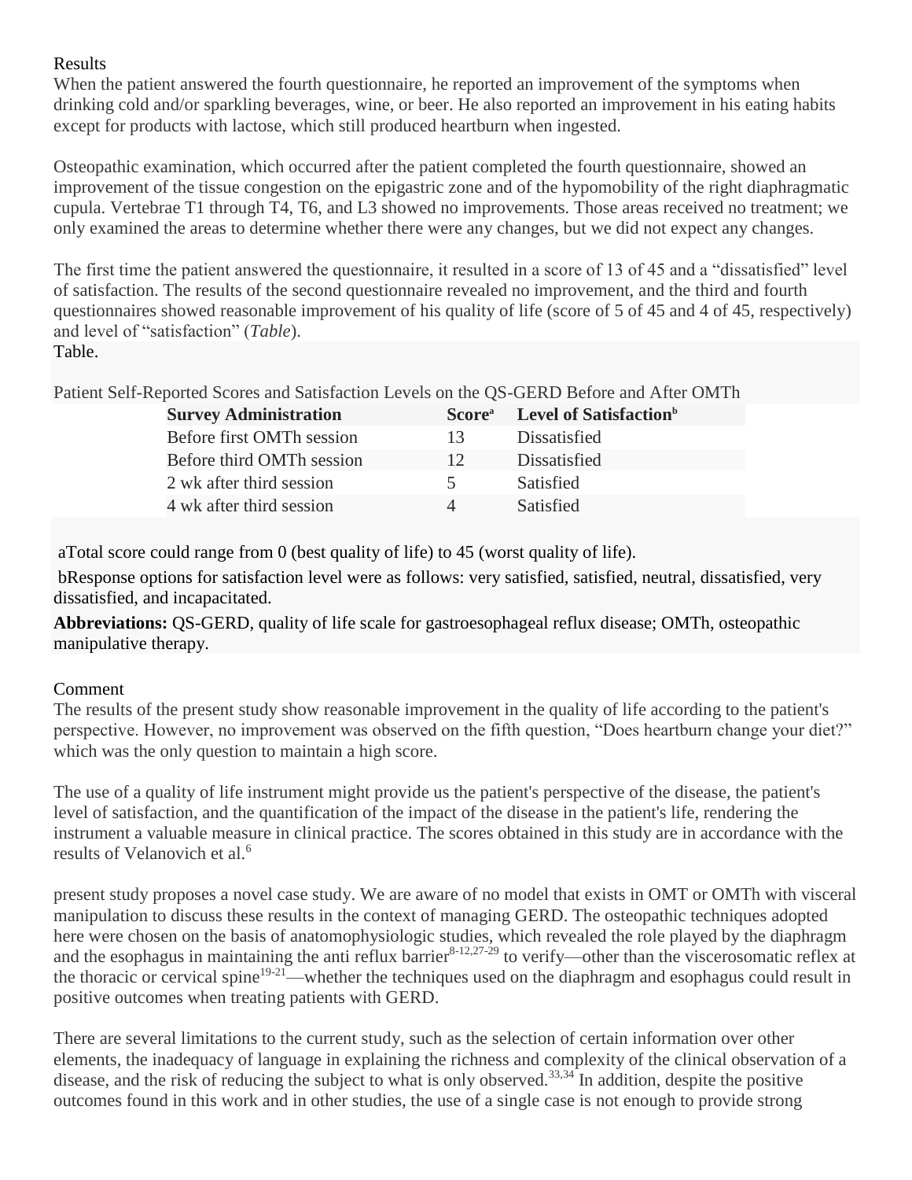## Results

When the patient answered the fourth questionnaire, he reported an improvement of the symptoms when drinking cold and/or sparkling beverages, wine, or beer. He also reported an improvement in his eating habits except for products with lactose, which still produced heartburn when ingested.

Osteopathic examination, which occurred after the patient completed the fourth questionnaire, showed an improvement of the tissue congestion on the epigastric zone and of the hypomobility of the right diaphragmatic cupula. Vertebrae T1 through T4, T6, and L3 showed no improvements. Those areas received no treatment; we only examined the areas to determine whether there were any changes, but we did not expect any changes.

The first time the patient answered the questionnaire, it resulted in a score of 13 of 45 and a "dissatisfied" level of satisfaction. The results of the second questionnaire revealed no improvement, and the third and fourth questionnaires showed reasonable improvement of his quality of life (score of 5 of 45 and 4 of 45, respectively) and level of "satisfaction" (*Table*).

Table.

Patient Self-Reported Scores and Satisfaction Levels on the QS-GERD Before and After OMTh

| Survey Administration | Score[a] | Level of Satisfaction[b] |
|---|---|---|
| Before first OMTh session | 13 | Dissatisfied |
| Before third OMTh session | 12 | Dissatisfied |
| 2 wk after third session | 5 | Satisfied |
| 4 wk after third session | 4 | Satisfied |

aTotal score could range from 0 (best quality of life) to 45 (worst quality of life).

bResponse options for satisfaction level were as follows: very satisfied, satisfied, neutral, dissatisfied, very dissatisfied, and incapacitated.

**Abbreviations:** QS-GERD, quality of life scale for gastroesophageal reflux disease; OMTh, osteopathic manipulative therapy.

## Comment

The results of the present study show reasonable improvement in the quality of life according to the patient's perspective. However, no improvement was observed on the fifth question, "Does heartburn change your diet?" which was the only question to maintain a high score.

The use of a quality of life instrument might provide us the patient's perspective of the disease, the patient's level of satisfaction, and the quantification of the impact of the disease in the patient's life, rendering the instrument a valuable measure in clinical practice. The scores obtained in this study are in accordance with the results of Velanovich et al.[6]

present study proposes a novel case study. We are aware of no model that exists in OMT or OMTh with visceral manipulation to discuss these results in the context of managing GERD. The osteopathic techniques adopted here were chosen on the basis of anatomophysiologic studies, which revealed the role played by the diaphragm and the esophagus in maintaining the anti reflux barrier[8-12,27-29] to verify—other than the viscerosomatic reflex at the thoracic or cervical spine[19-21]—whether the techniques used on the diaphragm and esophagus could result in positive outcomes when treating patients with GERD.

There are several limitations to the current study, such as the selection of certain information over other elements, the inadequacy of language in explaining the richness and complexity of the clinical observation of a disease, and the risk of reducing the subject to what is only observed.[33,34] In addition, despite the positive outcomes found in this work and in other studies, the use of a single case is not enough to provide strong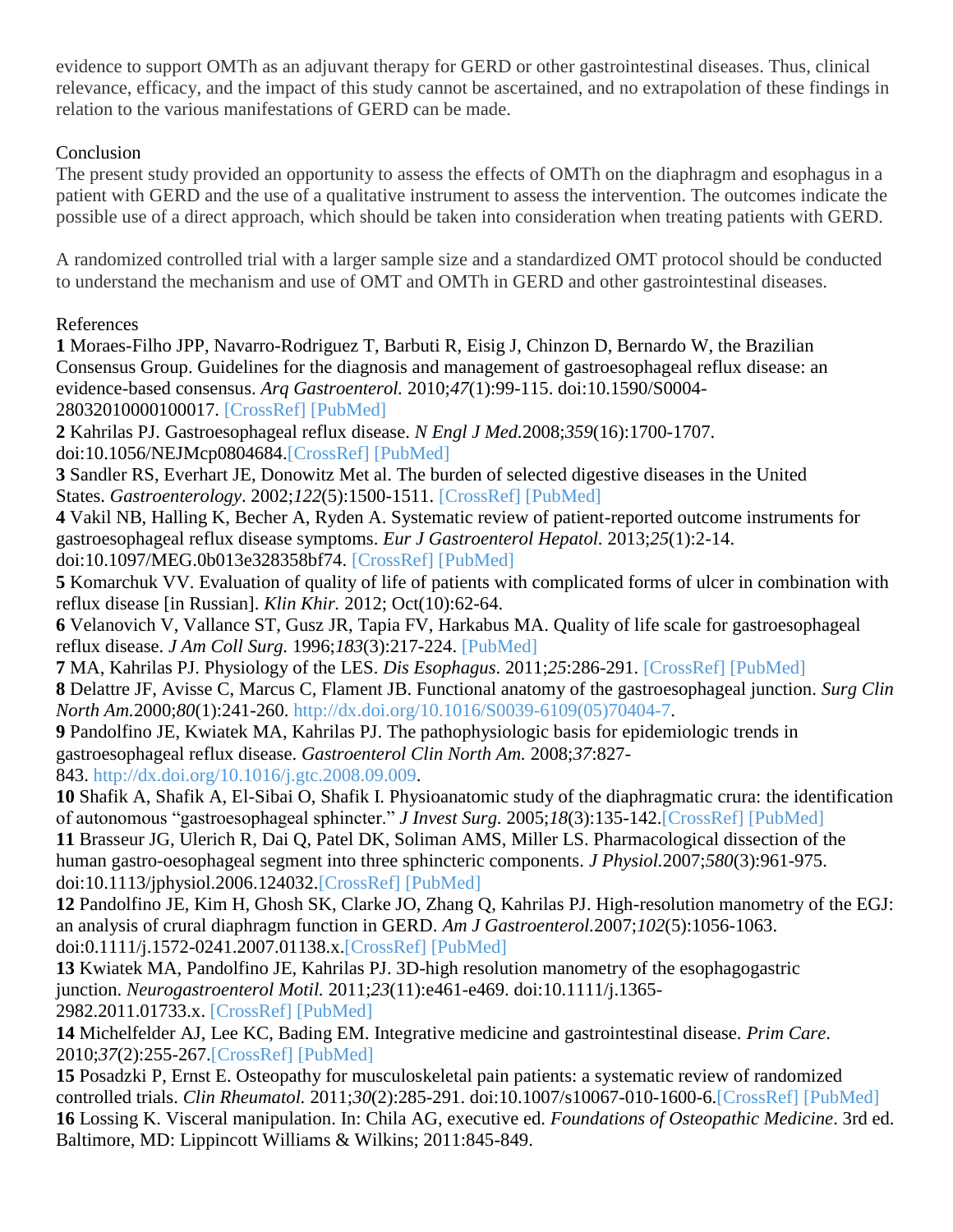evidence to support OMTh as an adjuvant therapy for GERD or other gastrointestinal diseases. Thus, clinical relevance, efficacy, and the impact of this study cannot be ascertained, and no extrapolation of these findings in relation to the various manifestations of GERD can be made.

## Conclusion

The present study provided an opportunity to assess the effects of OMTh on the diaphragm and esophagus in a patient with GERD and the use of a qualitative instrument to assess the intervention. The outcomes indicate the possible use of a direct approach, which should be taken into consideration when treating patients with GERD.

A randomized controlled trial with a larger sample size and a standardized OMT protocol should be conducted to understand the mechanism and use of OMT and OMTh in GERD and other gastrointestinal diseases.

## References

**1** Moraes-Filho JPP, Navarro-Rodriguez T, Barbuti R, Eisig J, Chinzon D, Bernardo W, the Brazilian Consensus Group. Guidelines for the diagnosis and management of gastroesophageal reflux disease: an evidence-based consensus. *Arq Gastroenterol.* 2010;*47*(1):99-115. doi:10.1590/S0004-28032010000100017. [CrossRef] [PubMed]

**2** Kahrilas PJ. Gastroesophageal reflux disease. *N Engl J Med.*2008;*359*(16):1700-1707. doi:10.1056/NEJMcp0804684.[CrossRef] [PubMed]

**3** Sandler RS, Everhart JE, Donowitz Met al. The burden of selected digestive diseases in the United States. *Gastroenterology*. 2002;*122*(5):1500-1511. [CrossRef] [PubMed]

**4** Vakil NB, Halling K, Becher A, Ryden A. Systematic review of patient-reported outcome instruments for gastroesophageal reflux disease symptoms. *Eur J Gastroenterol Hepatol.* 2013;*25*(1):2-14. doi:10.1097/MEG.0b013e328358bf74. [CrossRef] [PubMed]

**5** Komarchuk VV. Evaluation of quality of life of patients with complicated forms of ulcer in combination with reflux disease [in Russian]. *Klin Khir.* 2012; Oct(10):62-64.

**6** Velanovich V, Vallance ST, Gusz JR, Tapia FV, Harkabus MA. Quality of life scale for gastroesophageal reflux disease. *J Am Coll Surg.* 1996;*183*(3):217-224. [PubMed]

**7** MA, Kahrilas PJ. Physiology of the LES. *Dis Esophagus*. 2011;*25*:286-291. [CrossRef] [PubMed]

**8** Delattre JF, Avisse C, Marcus C, Flament JB. Functional anatomy of the gastroesophageal junction. *Surg Clin North Am.*2000;*80*(1):241-260. http://dx.doi.org/10.1016/S0039-6109(05)70404-7.

**9** Pandolfino JE, Kwiatek MA, Kahrilas PJ. The pathophysiologic basis for epidemiologic trends in gastroesophageal reflux disease. *Gastroenterol Clin North Am.* 2008;*37*:827-843. http://dx.doi.org/10.1016/j.gtc.2008.09.009.

**10** Shafik A, Shafik A, El-Sibai O, Shafik I. Physioanatomic study of the diaphragmatic crura: the identification of autonomous "gastroesophageal sphincter." *J Invest Surg.* 2005;*18*(3):135-142.[CrossRef] [PubMed]

**11** Brasseur JG, Ulerich R, Dai Q, Patel DK, Soliman AMS, Miller LS. Pharmacological dissection of the human gastro-oesophageal segment into three sphincteric components. *J Physiol.*2007;*580*(3):961-975. doi:10.1113/jphysiol.2006.124032.[CrossRef] [PubMed]

**12** Pandolfino JE, Kim H, Ghosh SK, Clarke JO, Zhang Q, Kahrilas PJ. High-resolution manometry of the EGJ: an analysis of crural diaphragm function in GERD. *Am J Gastroenterol.*2007;*102*(5):1056-1063. doi:0.1111/j.1572-0241.2007.01138.x.[CrossRef] [PubMed]

**13** Kwiatek MA, Pandolfino JE, Kahrilas PJ. 3D-high resolution manometry of the esophagogastric junction. *Neurogastroenterol Motil.* 2011;*23*(11):e461-e469. doi:10.1111/j.1365-2982.2011.01733.x. [CrossRef] [PubMed]

**14** Michelfelder AJ, Lee KC, Bading EM. Integrative medicine and gastrointestinal disease. *Prim Care*. 2010;*37*(2):255-267.[CrossRef] [PubMed]

**15** Posadzki P, Ernst E. Osteopathy for musculoskeletal pain patients: a systematic review of randomized controlled trials. *Clin Rheumatol.* 2011;*30*(2):285-291. doi:10.1007/s10067-010-1600-6.[CrossRef] [PubMed]

**16** Lossing K. Visceral manipulation. In: Chila AG, executive ed. *Foundations of Osteopathic Medicine*. 3rd ed. Baltimore, MD: Lippincott Williams & Wilkins; 2011:845-849.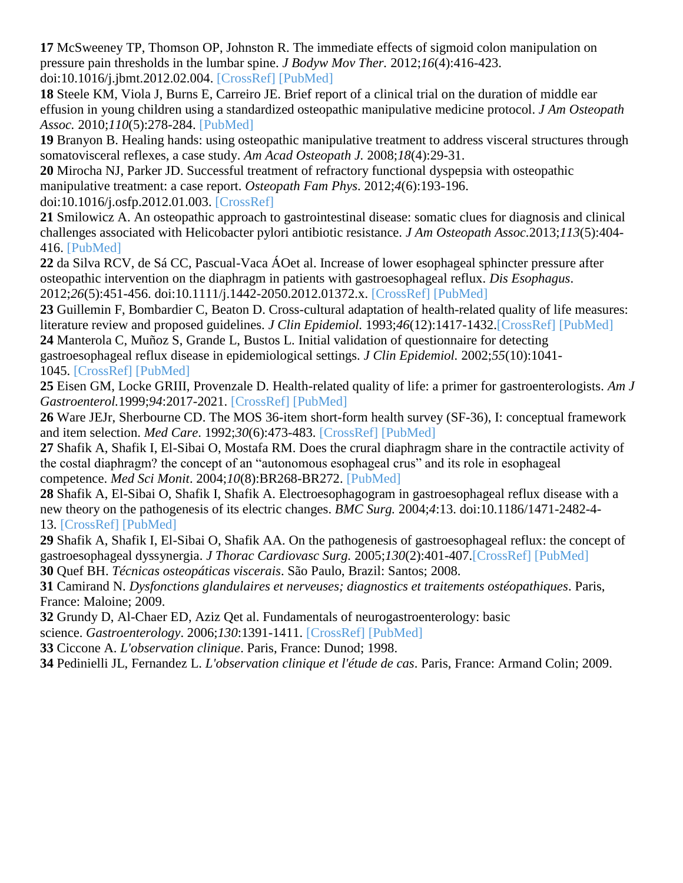**17** McSweeney TP, Thomson OP, Johnston R. The immediate effects of sigmoid colon manipulation on pressure pain thresholds in the lumbar spine. *J Bodyw Mov Ther.* 2012;*16*(4):416-423. doi:10.1016/j.jbmt.2012.02.004. [CrossRef] [PubMed]

**18** Steele KM, Viola J, Burns E, Carreiro JE. Brief report of a clinical trial on the duration of middle ear effusion in young children using a standardized osteopathic manipulative medicine protocol. *J Am Osteopath Assoc.* 2010;*110*(5):278-284. [PubMed]

**19** Branyon B. Healing hands: using osteopathic manipulative treatment to address visceral structures through somatovisceral reflexes, a case study. *Am Acad Osteopath J.* 2008;*18*(4):29-31.

**20** Mirocha NJ, Parker JD. Successful treatment of refractory functional dyspepsia with osteopathic manipulative treatment: a case report. *Osteopath Fam Phys*. 2012;*4*(6):193-196. doi:10.1016/j.osfp.2012.01.003. [CrossRef]

**21** Smilowicz A. An osteopathic approach to gastrointestinal disease: somatic clues for diagnosis and clinical challenges associated with Helicobacter pylori antibiotic resistance. *J Am Osteopath Assoc.*2013;*113*(5):404-416. [PubMed]

**22** da Silva RCV, de Sá CC, Pascual-Vaca ÁOet al. Increase of lower esophageal sphincter pressure after osteopathic intervention on the diaphragm in patients with gastroesophageal reflux. *Dis Esophagus*. 2012;*26*(5):451-456. doi:10.1111/j.1442-2050.2012.01372.x. [CrossRef] [PubMed]

**23** Guillemin F, Bombardier C, Beaton D. Cross-cultural adaptation of health-related quality of life measures: literature review and proposed guidelines. *J Clin Epidemiol.* 1993;*46*(12):1417-1432.[CrossRef] [PubMed]

**24** Manterola C, Muñoz S, Grande L, Bustos L. Initial validation of questionnaire for detecting gastroesophageal reflux disease in epidemiological settings. *J Clin Epidemiol.* 2002;*55*(10):1041-1045. [CrossRef] [PubMed]

**25** Eisen GM, Locke GRIII, Provenzale D. Health-related quality of life: a primer for gastroenterologists. *Am J Gastroenterol.*1999;*94*:2017-2021. [CrossRef] [PubMed]

**26** Ware JEJr, Sherbourne CD. The MOS 36-item short-form health survey (SF-36), I: conceptual framework and item selection. *Med Care.* 1992;*30*(6):473-483. [CrossRef] [PubMed]

**27** Shafik A, Shafik I, El-Sibai O, Mostafa RM. Does the crural diaphragm share in the contractile activity of the costal diaphragm? the concept of an "autonomous esophageal crus" and its role in esophageal competence. *Med Sci Monit*. 2004;*10*(8):BR268-BR272. [PubMed]

**28** Shafik A, El-Sibai O, Shafik I, Shafik A. Electroesophagogram in gastroesophageal reflux disease with a new theory on the pathogenesis of its electric changes. *BMC Surg.* 2004;*4*:13. doi:10.1186/1471-2482-4-13. [CrossRef] [PubMed]

**29** Shafik A, Shafik I, El-Sibai O, Shafik AA. On the pathogenesis of gastroesophageal reflux: the concept of gastroesophageal dyssynergia. *J Thorac Cardiovasc Surg.* 2005;*130*(2):401-407.[CrossRef] [PubMed]

**30** Quef BH. *Técnicas osteopáticas viscerais*. São Paulo, Brazil: Santos; 2008.

**31** Camirand N. *Dysfonctions glandulaires et nerveuses; diagnostics et traitements ostéopathiques*. Paris, France: Maloine; 2009.

**32** Grundy D, Al-Chaer ED, Aziz Qet al. Fundamentals of neurogastroenterology: basic science. *Gastroenterology*. 2006;*130*:1391-1411. [CrossRef] [PubMed]

**33** Ciccone A. *L'observation clinique*. Paris, France: Dunod; 1998.

**34** Pedinielli JL, Fernandez L. *L'observation clinique et l'étude de cas*. Paris, France: Armand Colin; 2009.